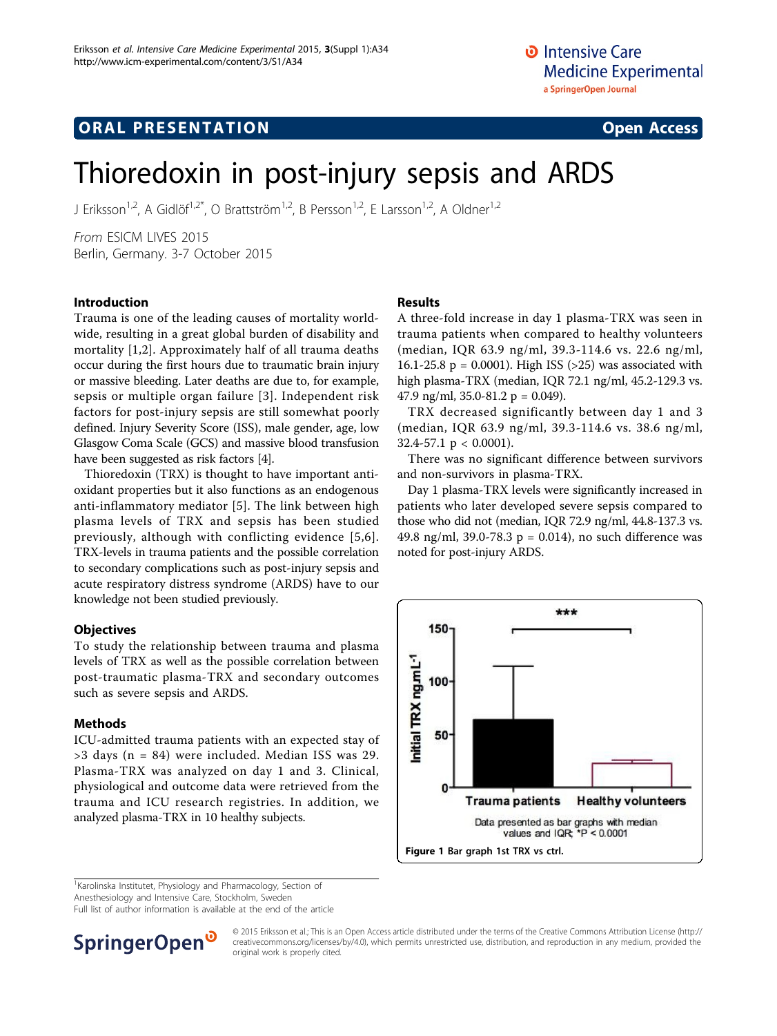ORAL PRESENTATION Open Access

# Thioredoxin in post-injury sepsis and ARDS

J Eriksson[1,2], A Gidlöf[1,2*], O Brattström[1,2], B Persson[1,2], E Larsson[1,2], A Oldner[1,2]

*From* ESICM LIVES 2015
Berlin, Germany. 3-7 October 2015

## Introduction

Trauma is one of the leading causes of mortality worldwide, resulting in a great global burden of disability and mortality [1,2]. Approximately half of all trauma deaths occur during the first hours due to traumatic brain injury or massive bleeding. Later deaths are due to, for example, sepsis or multiple organ failure [3]. Independent risk factors for post-injury sepsis are still somewhat poorly defined. Injury Severity Score (ISS), male gender, age, low Glasgow Coma Scale (GCS) and massive blood transfusion have been suggested as risk factors [4].

Thioredoxin (TRX) is thought to have important antioxidant properties but it also functions as an endogenous anti-inflammatory mediator [5]. The link between high plasma levels of TRX and sepsis has been studied previously, although with conflicting evidence [5,6]. TRX-levels in trauma patients and the possible correlation to secondary complications such as post-injury sepsis and acute respiratory distress syndrome (ARDS) have to our knowledge not been studied previously.

## Objectives

To study the relationship between trauma and plasma levels of TRX as well as the possible correlation between post-traumatic plasma-TRX and secondary outcomes such as severe sepsis and ARDS.

## Methods

ICU-admitted trauma patients with an expected stay of >3 days (n = 84) were included. Median ISS was 29. Plasma-TRX was analyzed on day 1 and 3. Clinical, physiological and outcome data were retrieved from the trauma and ICU research registries. In addition, we analyzed plasma-TRX in 10 healthy subjects.

## Results

A three-fold increase in day 1 plasma-TRX was seen in trauma patients when compared to healthy volunteers (median, IQR 63.9 ng/ml, 39.3-114.6 vs. 22.6 ng/ml, 16.1-25.8 p = 0.0001). High ISS (>25) was associated with high plasma-TRX (median, IQR 72.1 ng/ml, 45.2-129.3 vs. 47.9 ng/ml, 35.0-81.2 p = 0.049).

TRX decreased significantly between day 1 and 3 (median, IQR 63.9 ng/ml, 39.3-114.6 vs. 38.6 ng/ml, 32.4-57.1 p < 0.0001).

There was no significant difference between survivors and non-survivors in plasma-TRX.

Day 1 plasma-TRX levels were significantly increased in patients who later developed severe sepsis compared to those who did not (median, IQR 72.9 ng/ml, 44.8-137.3 vs. 49.8 ng/ml, 39.0-78.3 p = 0.014), no such difference was noted for post-injury ARDS.

Data presented as bar graphs with median values and IQR; *P < 0.0001

**Figure 1 Bar graph 1st TRX vs ctrl.**

[1]Karolinska Institutet, Physiology and Pharmacology, Section of Anesthesiology and Intensive Care, Stockholm, Sweden
Full list of author information is available at the end of the article

© 2015 Eriksson et al.; This is an Open Access article distributed under the terms of the Creative Commons Attribution License (http://creativecommons.org/licenses/by/4.0), which permits unrestricted use, distribution, and reproduction in any medium, provided the original work is properly cited.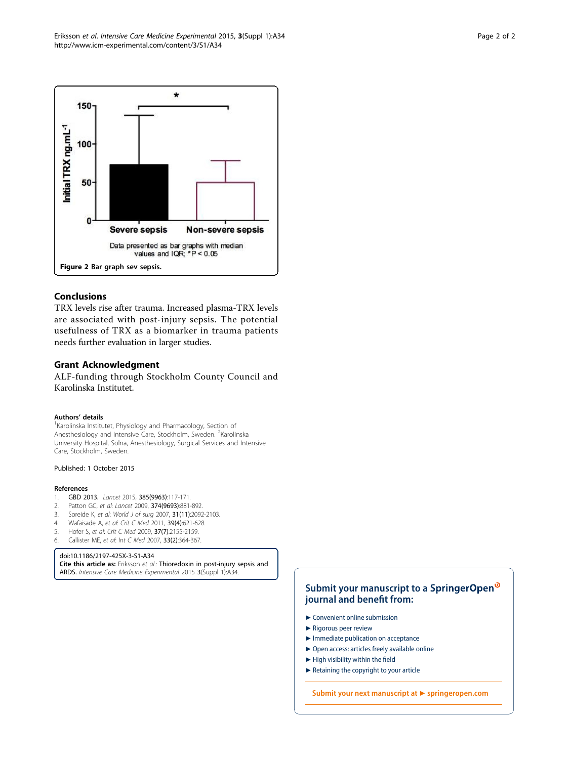*

150

100

50

0

Initial TRX ng.mL$^{-1}$

Severe sepsis

Non-severe sepsis

Data presented as bar graphs with median values and IQR; *P < 0.05

**Figure 2** Bar graph sev sepsis.

## Conclusions

TRX levels rise after trauma. Increased plasma-TRX levels are associated with post-injury sepsis. The potential usefulness of TRX as a biomarker in trauma patients needs further evaluation in larger studies.

## Grant Acknowledgment

ALF-funding through Stockholm County Council and Karolinska Institutet.

### Authors' details

[1]Karolinska Institutet, Physiology and Pharmacology, Section of Anesthesiology and Intensive Care, Stockholm, Sweden. [2]Karolinska University Hospital, Solna, Anesthesiology, Surgical Services and Intensive Care, Stockholm, Sweden.

Published: 1 October 2015

### References

1. GBD 2013. *Lancet* 2015, **385(9963)**:117-171.
2. Patton GC, *et al*: *Lancet* 2009, **374(9693)**:881-892.
3. Soreide K, *et al*: *World J of surg* 2007, **31(11)**:2092-2103.
4. Wafaisade A, *et al*: *Crit C Med* 2011, **39(4)**:621-628.
5. Hofer S, *et al*: *Crit C Med* 2009, **37(7)**:2155-2159.
6. Callister ME, *et al*: *Int C Med* 2007, **33(2)**:364-367.

doi:10.1186/2197-425X-3-S1-A34
**Cite this article as:** Eriksson *et al.*: Thioredoxin in post-injury sepsis and ARDS. *Intensive Care Medicine Experimental* 2015 **3**(Suppl 1):A34.

**Submit your manuscript to a SpringerOpen journal and benefit from:**

- ► Convenient online submission
- ► Rigorous peer review
- ► Immediate publication on acceptance
- ► Open access: articles freely available online
- ► High visibility within the field
- ► Retaining the copyright to your article

**Submit your next manuscript at ► springeropen.com**